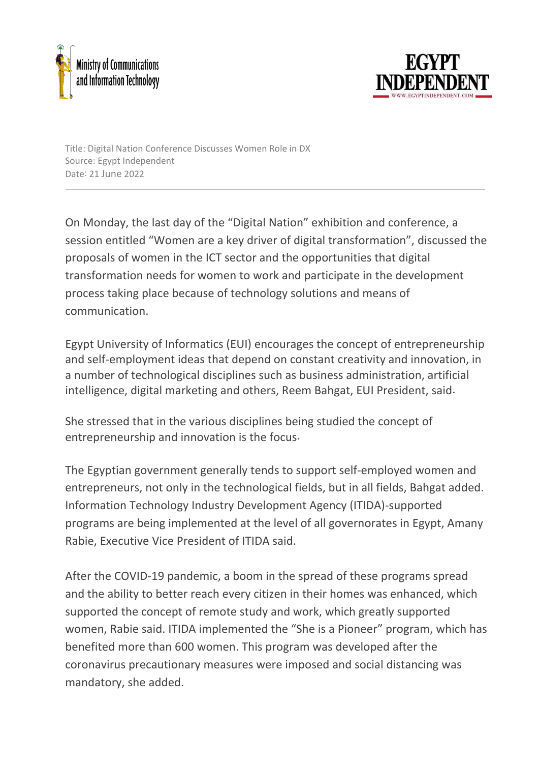Title: Digital Nation Conference Discusses Women Role in DX
Source: Egypt Independent
Date: 21 June 2022

---

On Monday, the last day of the "Digital Nation" exhibition and conference, a session entitled "Women are a key driver of digital transformation", discussed the proposals of women in the ICT sector and the opportunities that digital transformation needs for women to work and participate in the development process taking place because of technology solutions and means of communication.

Egypt University of Informatics (EUI) encourages the concept of entrepreneurship and self-employment ideas that depend on constant creativity and innovation, in a number of technological disciplines such as business administration, artificial intelligence, digital marketing and others, Reem Bahgat, EUI President, said.

She stressed that in the various disciplines being studied the concept of entrepreneurship and innovation is the focus.

The Egyptian government generally tends to support self-employed women and entrepreneurs, not only in the technological fields, but in all fields, Bahgat added. Information Technology Industry Development Agency (ITIDA)-supported programs are being implemented at the level of all governorates in Egypt, Amany Rabie, Executive Vice President of ITIDA said.

After the COVID-19 pandemic, a boom in the spread of these programs spread and the ability to better reach every citizen in their homes was enhanced, which supported the concept of remote study and work, which greatly supported women, Rabie said. ITIDA implemented the "She is a Pioneer" program, which has benefited more than 600 women. This program was developed after the coronavirus precautionary measures were imposed and social distancing was mandatory, she added.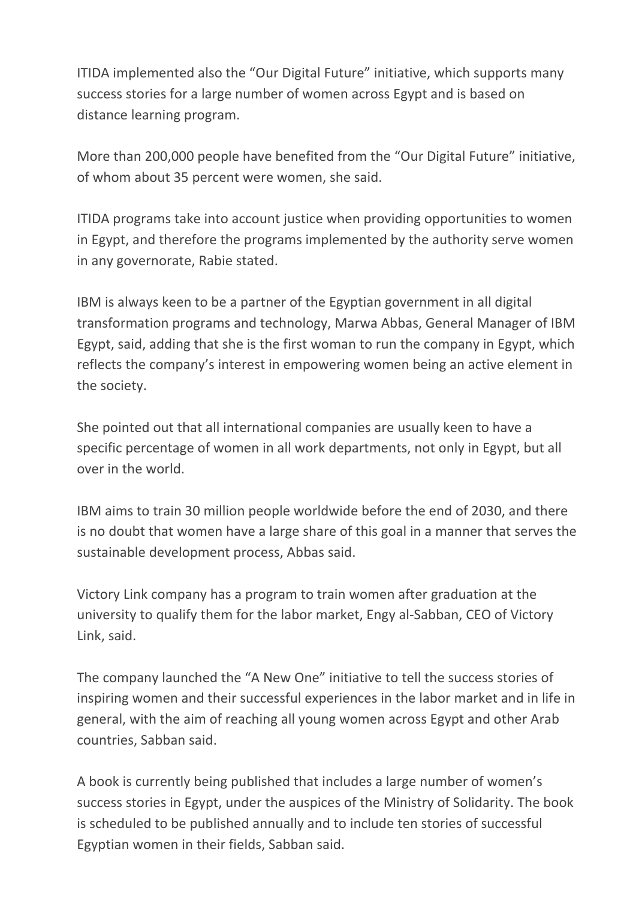ITIDA implemented also the “Our Digital Future” initiative, which supports many success stories for a large number of women across Egypt and is based on distance learning program.

More than 200,000 people have benefited from the “Our Digital Future” initiative, of whom about 35 percent were women, she said.

ITIDA programs take into account justice when providing opportunities to women in Egypt, and therefore the programs implemented by the authority serve women in any governorate, Rabie stated.

IBM is always keen to be a partner of the Egyptian government in all digital transformation programs and technology, Marwa Abbas, General Manager of IBM Egypt, said, adding that she is the first woman to run the company in Egypt, which reflects the company’s interest in empowering women being an active element in the society.

She pointed out that all international companies are usually keen to have a specific percentage of women in all work departments, not only in Egypt, but all over in the world.

IBM aims to train 30 million people worldwide before the end of 2030, and there is no doubt that women have a large share of this goal in a manner that serves the sustainable development process, Abbas said.

Victory Link company has a program to train women after graduation at the university to qualify them for the labor market, Engy al-Sabban, CEO of Victory Link, said.

The company launched the “A New One” initiative to tell the success stories of inspiring women and their successful experiences in the labor market and in life in general, with the aim of reaching all young women across Egypt and other Arab countries, Sabban said.

A book is currently being published that includes a large number of women’s success stories in Egypt, under the auspices of the Ministry of Solidarity. The book is scheduled to be published annually and to include ten stories of successful Egyptian women in their fields, Sabban said.